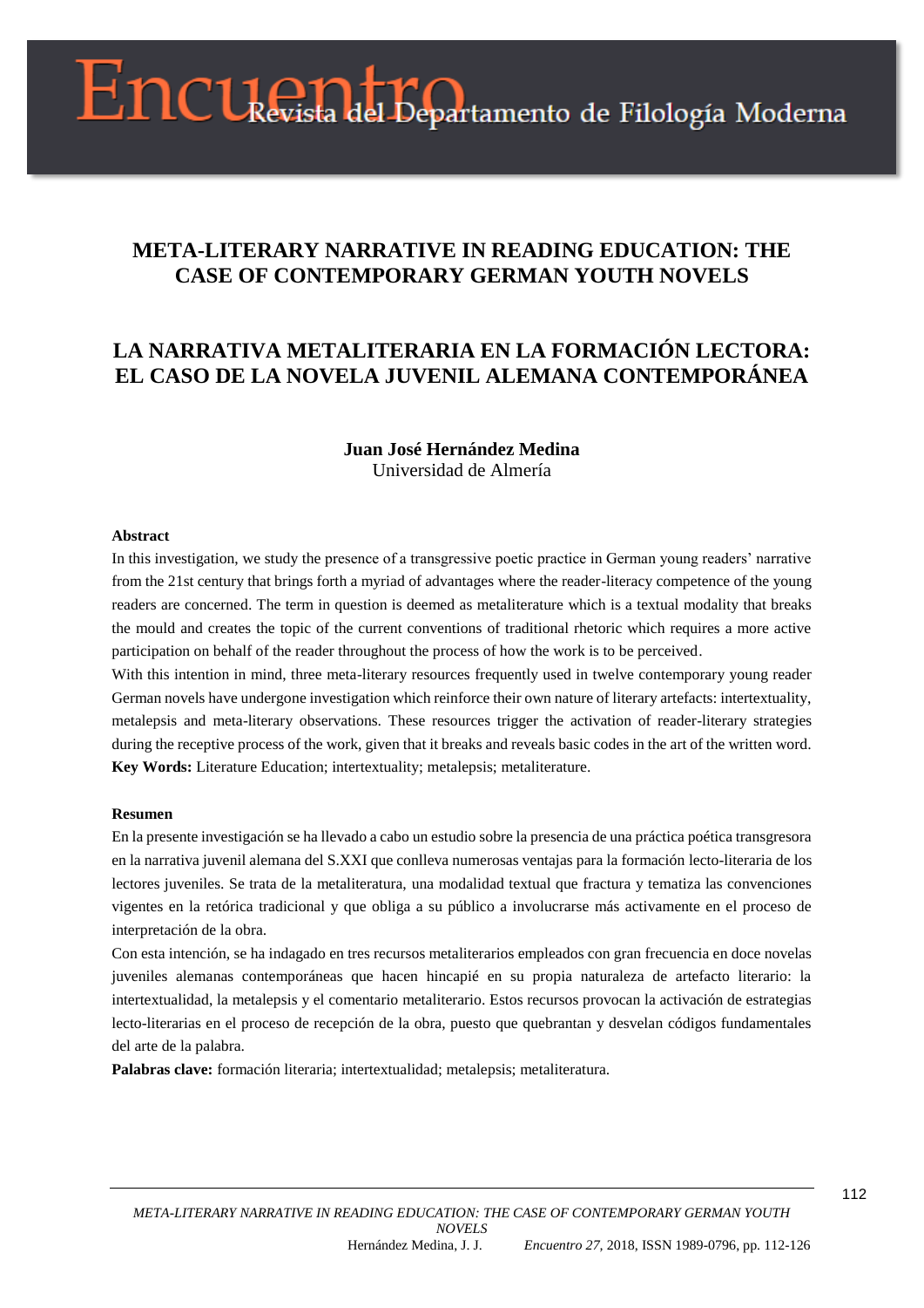# META-LITERARY NARRATIVE IN READING EDUCATION: THE CASE OF CONTEMPORARY GERMAN YOUTH NOVELS

# LA NARRATIVA METALITERARIA EN LA FORMACIÓN LECTORA: EL CASO DE LA NOVELA JUVENIL ALEMANA CONTEMPORÁNEA

**Juan José Hernández Medina**
Universidad de Almería

**Abstract**

In this investigation, we study the presence of a transgressive poetic practice in German young readers' narrative from the 21st century that brings forth a myriad of advantages where the reader-literacy competence of the young readers are concerned. The term in question is deemed as metaliterature which is a textual modality that breaks the mould and creates the topic of the current conventions of traditional rhetoric which requires a more active participation on behalf of the reader throughout the process of how the work is to be perceived.

With this intention in mind, three meta-literary resources frequently used in twelve contemporary young reader German novels have undergone investigation which reinforce their own nature of literary artefacts: intertextuality, metalepsis and meta-literary observations. These resources trigger the activation of reader-literary strategies during the receptive process of the work, given that it breaks and reveals basic codes in the art of the written word.

**Key Words:** Literature Education; intertextuality; metalepsis; metaliterature.

**Resumen**

En la presente investigación se ha llevado a cabo un estudio sobre la presencia de una práctica poética transgresora en la narrativa juvenil alemana del S.XXI que conlleva numerosas ventajas para la formación lecto-literaria de los lectores juveniles. Se trata de la metaliteratura, una modalidad textual que fractura y tematiza las convenciones vigentes en la retórica tradicional y que obliga a su público a involucrarse más activamente en el proceso de interpretación de la obra.

Con esta intención, se ha indagado en tres recursos metaliterarios empleados con gran frecuencia en doce novelas juveniles alemanas contemporáneas que hacen hincapié en su propia naturaleza de artefacto literario: la intertextualidad, la metalepsis y el comentario metaliterario. Estos recursos provocan la activación de estrategias lecto-literarias en el proceso de recepción de la obra, puesto que quebrantan y desvelan códigos fundamentales del arte de la palabra.

**Palabras clave:** formación literaria; intertextualidad; metalepsis; metaliteratura.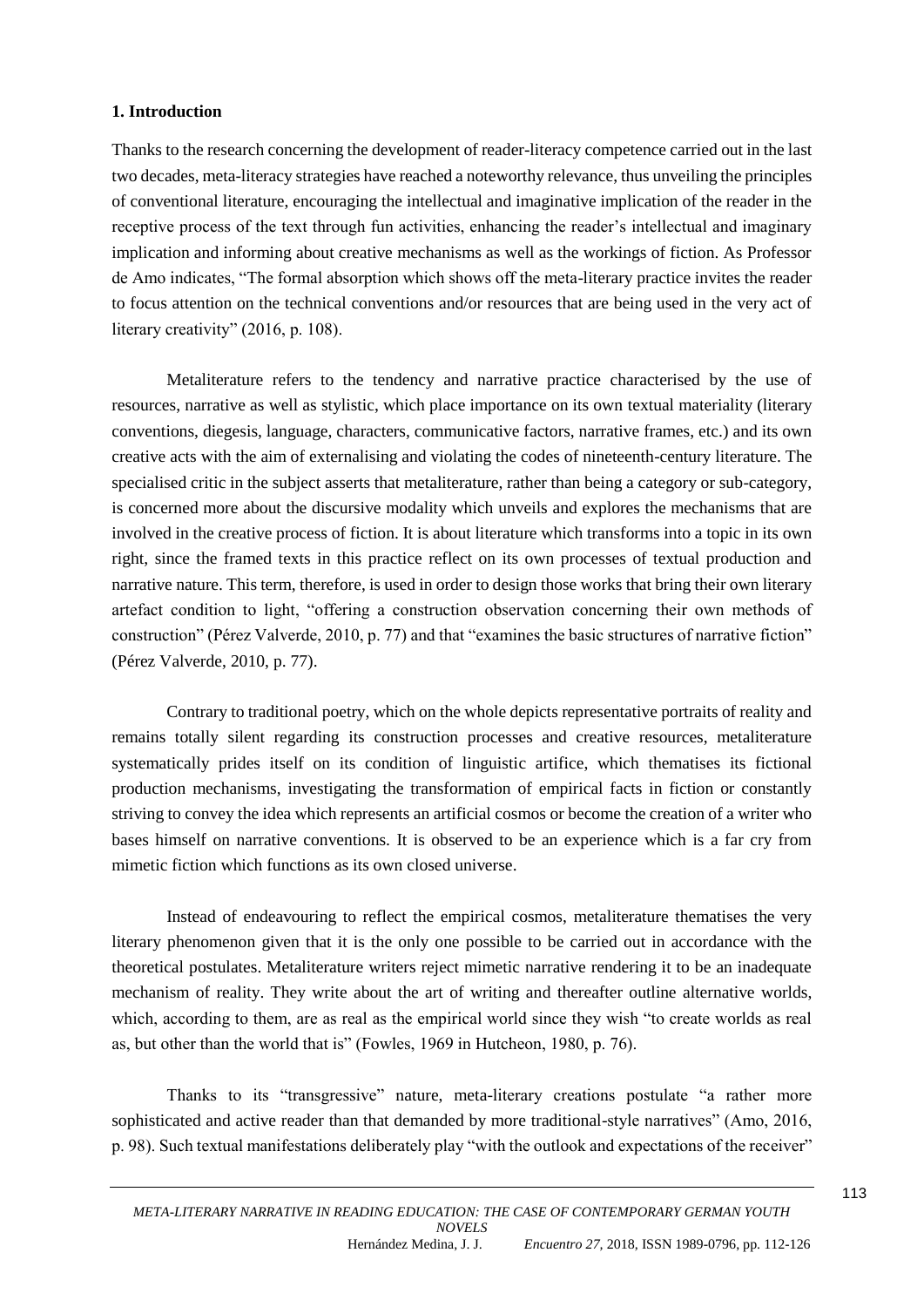## 1. Introduction

Thanks to the research concerning the development of reader-literacy competence carried out in the last two decades, meta-literacy strategies have reached a noteworthy relevance, thus unveiling the principles of conventional literature, encouraging the intellectual and imaginative implication of the reader in the receptive process of the text through fun activities, enhancing the reader's intellectual and imaginary implication and informing about creative mechanisms as well as the workings of fiction. As Professor de Amo indicates, "The formal absorption which shows off the meta-literary practice invites the reader to focus attention on the technical conventions and/or resources that are being used in the very act of literary creativity" (2016, p. 108).

Metaliterature refers to the tendency and narrative practice characterised by the use of resources, narrative as well as stylistic, which place importance on its own textual materiality (literary conventions, diegesis, language, characters, communicative factors, narrative frames, etc.) and its own creative acts with the aim of externalising and violating the codes of nineteenth-century literature. The specialised critic in the subject asserts that metaliterature, rather than being a category or sub-category, is concerned more about the discursive modality which unveils and explores the mechanisms that are involved in the creative process of fiction. It is about literature which transforms into a topic in its own right, since the framed texts in this practice reflect on its own processes of textual production and narrative nature. This term, therefore, is used in order to design those works that bring their own literary artefact condition to light, "offering a construction observation concerning their own methods of construction" (Pérez Valverde, 2010, p. 77) and that "examines the basic structures of narrative fiction" (Pérez Valverde, 2010, p. 77).

Contrary to traditional poetry, which on the whole depicts representative portraits of reality and remains totally silent regarding its construction processes and creative resources, metaliterature systematically prides itself on its condition of linguistic artifice, which thematises its fictional production mechanisms, investigating the transformation of empirical facts in fiction or constantly striving to convey the idea which represents an artificial cosmos or become the creation of a writer who bases himself on narrative conventions. It is observed to be an experience which is a far cry from mimetic fiction which functions as its own closed universe.

Instead of endeavouring to reflect the empirical cosmos, metaliterature thematises the very literary phenomenon given that it is the only one possible to be carried out in accordance with the theoretical postulates. Metaliterature writers reject mimetic narrative rendering it to be an inadequate mechanism of reality. They write about the art of writing and thereafter outline alternative worlds, which, according to them, are as real as the empirical world since they wish "to create worlds as real as, but other than the world that is" (Fowles, 1969 in Hutcheon, 1980, p. 76).

Thanks to its "transgressive" nature, meta-literary creations postulate "a rather more sophisticated and active reader than that demanded by more traditional-style narratives" (Amo, 2016, p. 98). Such textual manifestations deliberately play "with the outlook and expectations of the receiver"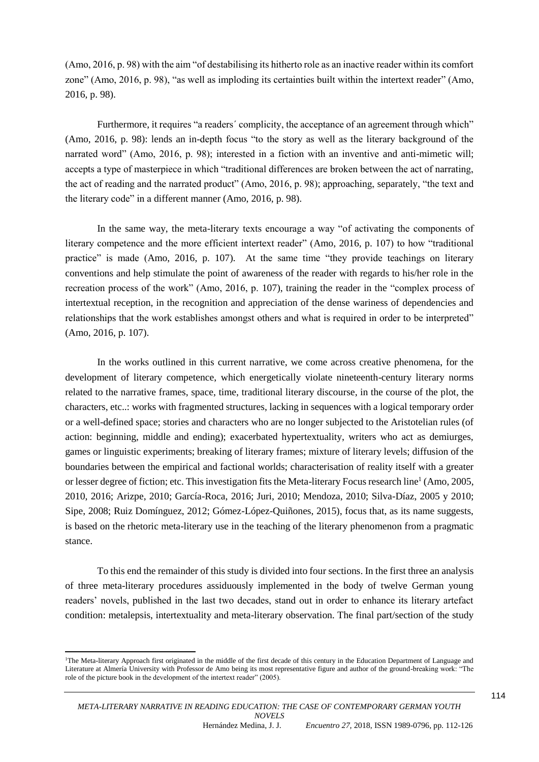(Amo, 2016, p. 98) with the aim "of destabilising its hitherto role as an inactive reader within its comfort zone" (Amo, 2016, p. 98), "as well as imploding its certainties built within the intertext reader" (Amo, 2016, p. 98).

Furthermore, it requires "a readers´ complicity, the acceptance of an agreement through which" (Amo, 2016, p. 98): lends an in-depth focus "to the story as well as the literary background of the narrated word" (Amo, 2016, p. 98); interested in a fiction with an inventive and anti-mimetic will; accepts a type of masterpiece in which "traditional differences are broken between the act of narrating, the act of reading and the narrated product" (Amo, 2016, p. 98); approaching, separately, "the text and the literary code" in a different manner (Amo, 2016, p. 98).

In the same way, the meta-literary texts encourage a way "of activating the components of literary competence and the more efficient intertext reader" (Amo, 2016, p. 107) to how "traditional practice" is made (Amo, 2016, p. 107). At the same time "they provide teachings on literary conventions and help stimulate the point of awareness of the reader with regards to his/her role in the recreation process of the work" (Amo, 2016, p. 107), training the reader in the "complex process of intertextual reception, in the recognition and appreciation of the dense wariness of dependencies and relationships that the work establishes amongst others and what is required in order to be interpreted" (Amo, 2016, p. 107).

In the works outlined in this current narrative, we come across creative phenomena, for the development of literary competence, which energetically violate nineteenth-century literary norms related to the narrative frames, space, time, traditional literary discourse, in the course of the plot, the characters, etc..: works with fragmented structures, lacking in sequences with a logical temporary order or a well-defined space; stories and characters who are no longer subjected to the Aristotelian rules (of action: beginning, middle and ending); exacerbated hypertextuality, writers who act as demiurges, games or linguistic experiments; breaking of literary frames; mixture of literary levels; diffusion of the boundaries between the empirical and factional worlds; characterisation of reality itself with a greater or lesser degree of fiction; etc. This investigation fits the Meta-literary Focus research line[1] (Amo, 2005, 2010, 2016; Arizpe, 2010; García-Roca, 2016; Juri, 2010; Mendoza, 2010; Silva-Díaz, 2005 y 2010; Sipe, 2008; Ruiz Domínguez, 2012; Gómez-López-Quiñones, 2015), focus that, as its name suggests, is based on the rhetoric meta-literary use in the teaching of the literary phenomenon from a pragmatic stance.

To this end the remainder of this study is divided into four sections. In the first three an analysis of three meta-literary procedures assiduously implemented in the body of twelve German young readers' novels, published in the last two decades, stand out in order to enhance its literary artefact condition: metalepsis, intertextuality and meta-literary observation. The final part/section of the study

---

[1]The Meta-literary Approach first originated in the middle of the first decade of this century in the Education Department of Language and Literature at Almería University with Professor de Amo being its most representative figure and author of the ground-breaking work: "The role of the picture book in the development of the intertext reader" (2005).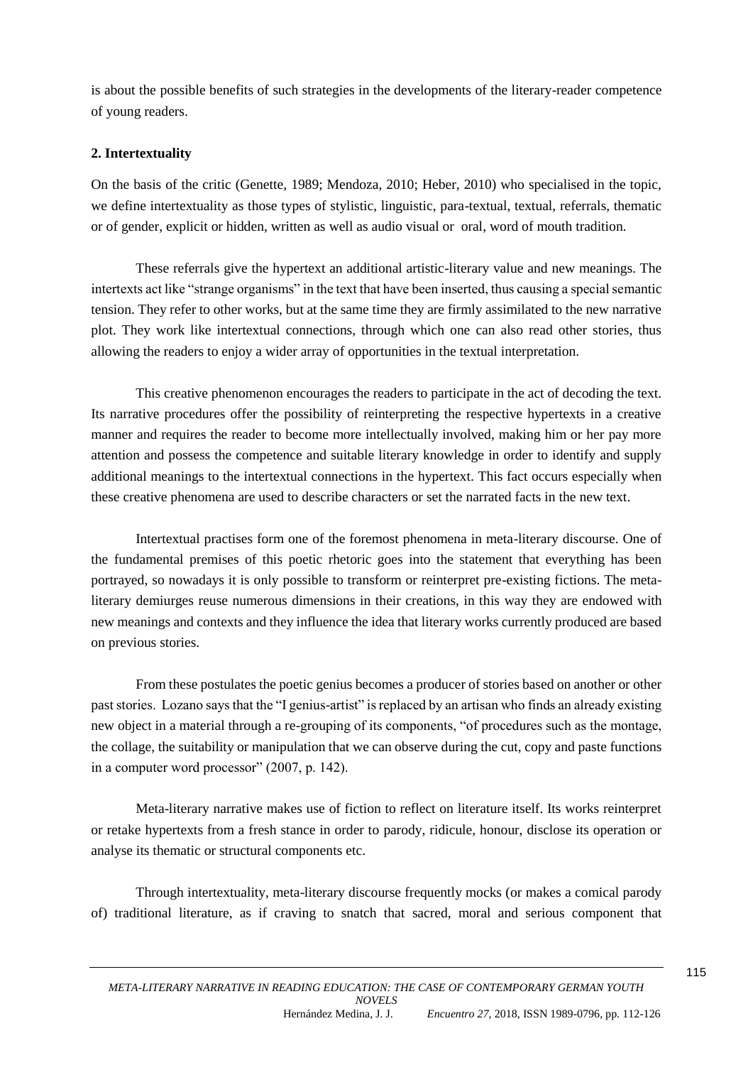is about the possible benefits of such strategies in the developments of the literary-reader competence of young readers.

## 2. Intertextuality

On the basis of the critic (Genette, 1989; Mendoza, 2010; Heber, 2010) who specialised in the topic, we define intertextuality as those types of stylistic, linguistic, para-textual, textual, referrals, thematic or of gender, explicit or hidden, written as well as audio visual or oral, word of mouth tradition.

These referrals give the hypertext an additional artistic-literary value and new meanings. The intertexts act like "strange organisms" in the text that have been inserted, thus causing a special semantic tension. They refer to other works, but at the same time they are firmly assimilated to the new narrative plot. They work like intertextual connections, through which one can also read other stories, thus allowing the readers to enjoy a wider array of opportunities in the textual interpretation.

This creative phenomenon encourages the readers to participate in the act of decoding the text. Its narrative procedures offer the possibility of reinterpreting the respective hypertexts in a creative manner and requires the reader to become more intellectually involved, making him or her pay more attention and possess the competence and suitable literary knowledge in order to identify and supply additional meanings to the intertextual connections in the hypertext. This fact occurs especially when these creative phenomena are used to describe characters or set the narrated facts in the new text.

Intertextual practises form one of the foremost phenomena in meta-literary discourse. One of the fundamental premises of this poetic rhetoric goes into the statement that everything has been portrayed, so nowadays it is only possible to transform or reinterpret pre-existing fictions. The meta-literary demiurges reuse numerous dimensions in their creations, in this way they are endowed with new meanings and contexts and they influence the idea that literary works currently produced are based on previous stories.

From these postulates the poetic genius becomes a producer of stories based on another or other past stories. Lozano says that the "I genius-artist" is replaced by an artisan who finds an already existing new object in a material through a re-grouping of its components, "of procedures such as the montage, the collage, the suitability or manipulation that we can observe during the cut, copy and paste functions in a computer word processor" (2007, p. 142).

Meta-literary narrative makes use of fiction to reflect on literature itself. Its works reinterpret or retake hypertexts from a fresh stance in order to parody, ridicule, honour, disclose its operation or analyse its thematic or structural components etc.

Through intertextuality, meta-literary discourse frequently mocks (or makes a comical parody of) traditional literature, as if craving to snatch that sacred, moral and serious component that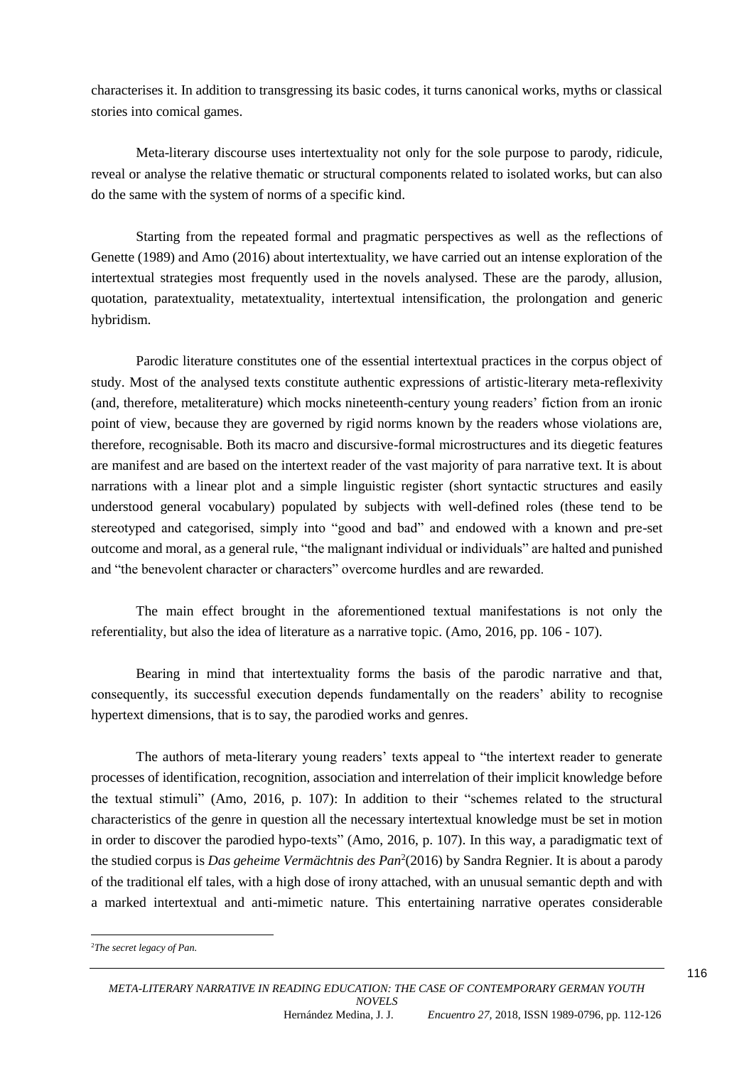characterises it. In addition to transgressing its basic codes, it turns canonical works, myths or classical stories into comical games.

Meta-literary discourse uses intertextuality not only for the sole purpose to parody, ridicule, reveal or analyse the relative thematic or structural components related to isolated works, but can also do the same with the system of norms of a specific kind.

Starting from the repeated formal and pragmatic perspectives as well as the reflections of Genette (1989) and Amo (2016) about intertextuality, we have carried out an intense exploration of the intertextual strategies most frequently used in the novels analysed. These are the parody, allusion, quotation, paratextuality, metatextuality, intertextual intensification, the prolongation and generic hybridism.

Parodic literature constitutes one of the essential intertextual practices in the corpus object of study. Most of the analysed texts constitute authentic expressions of artistic-literary meta-reflexivity (and, therefore, metaliterature) which mocks nineteenth-century young readers' fiction from an ironic point of view, because they are governed by rigid norms known by the readers whose violations are, therefore, recognisable. Both its macro and discursive-formal microstructures and its diegetic features are manifest and are based on the intertext reader of the vast majority of para narrative text. It is about narrations with a linear plot and a simple linguistic register (short syntactic structures and easily understood general vocabulary) populated by subjects with well-defined roles (these tend to be stereotyped and categorised, simply into "good and bad" and endowed with a known and pre-set outcome and moral, as a general rule, "the malignant individual or individuals" are halted and punished and "the benevolent character or characters" overcome hurdles and are rewarded.

The main effect brought in the aforementioned textual manifestations is not only the referentiality, but also the idea of literature as a narrative topic. (Amo, 2016, pp. 106 - 107).

Bearing in mind that intertextuality forms the basis of the parodic narrative and that, consequently, its successful execution depends fundamentally on the readers' ability to recognise hypertext dimensions, that is to say, the parodied works and genres.

The authors of meta-literary young readers' texts appeal to "the intertext reader to generate processes of identification, recognition, association and interrelation of their implicit knowledge before the textual stimuli" (Amo, 2016, p. 107): In addition to their "schemes related to the structural characteristics of the genre in question all the necessary intertextual knowledge must be set in motion in order to discover the parodied hypo-texts" (Amo, 2016, p. 107). In this way, a paradigmatic text of the studied corpus is *Das geheime Vermächtnis des Pan*[2](2016) by Sandra Regnier. It is about a parody of the traditional elf tales, with a high dose of irony attached, with an unusual semantic depth and with a marked intertextual and anti-mimetic nature. This entertaining narrative operates considerable

---

[2] *The secret legacy of Pan.*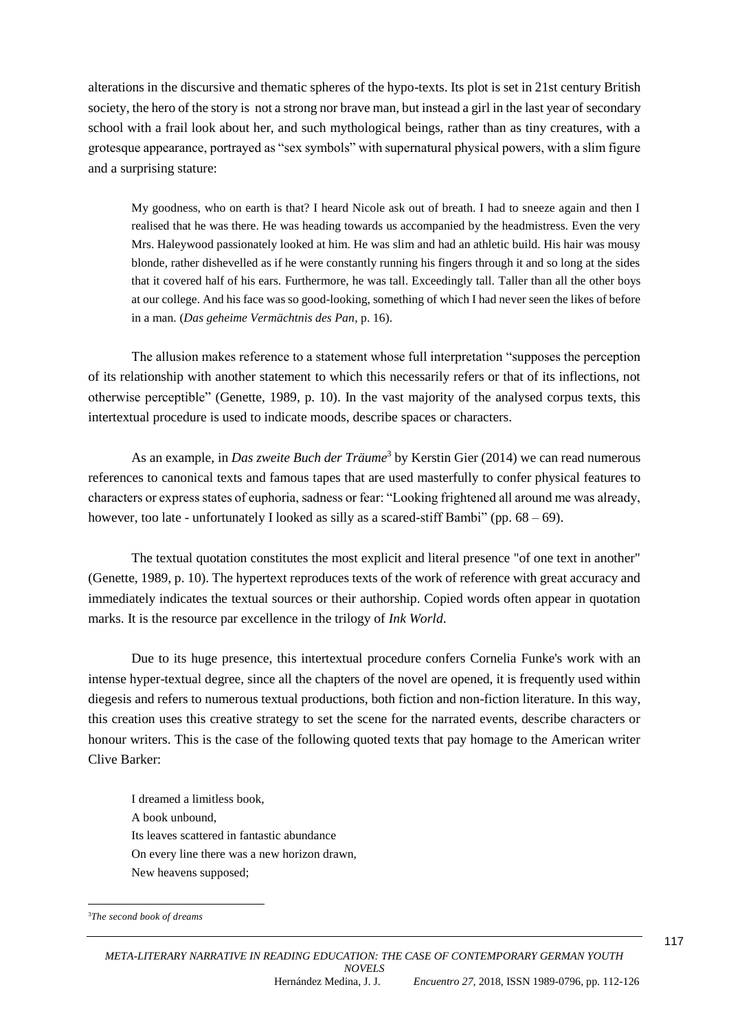alterations in the discursive and thematic spheres of the hypo-texts. Its plot is set in 21st century British society, the hero of the story is not a strong nor brave man, but instead a girl in the last year of secondary school with a frail look about her, and such mythological beings, rather than as tiny creatures, with a grotesque appearance, portrayed as "sex symbols" with supernatural physical powers, with a slim figure and a surprising stature:

> My goodness, who on earth is that? I heard Nicole ask out of breath. I had to sneeze again and then I realised that he was there. He was heading towards us accompanied by the headmistress. Even the very Mrs. Haleywood passionately looked at him. He was slim and had an athletic build. His hair was mousy blonde, rather dishevelled as if he were constantly running his fingers through it and so long at the sides that it covered half of his ears. Furthermore, he was tall. Exceedingly tall. Taller than all the other boys at our college. And his face was so good-looking, something of which I had never seen the likes of before in a man. (*Das geheime Vermächtnis des Pan*, p. 16).

The allusion makes reference to a statement whose full interpretation "supposes the perception of its relationship with another statement to which this necessarily refers or that of its inflections, not otherwise perceptible" (Genette, 1989, p. 10). In the vast majority of the analysed corpus texts, this intertextual procedure is used to indicate moods, describe spaces or characters.

As an example, in *Das zweite Buch der Träume*[3] by Kerstin Gier (2014) we can read numerous references to canonical texts and famous tapes that are used masterfully to confer physical features to characters or express states of euphoria, sadness or fear: "Looking frightened all around me was already, however, too late - unfortunately I looked as silly as a scared-stiff Bambi" (pp. 68 – 69).

The textual quotation constitutes the most explicit and literal presence "of one text in another" (Genette, 1989, p. 10). The hypertext reproduces texts of the work of reference with great accuracy and immediately indicates the textual sources or their authorship. Copied words often appear in quotation marks. It is the resource par excellence in the trilogy of *Ink World*.

Due to its huge presence, this intertextual procedure confers Cornelia Funke's work with an intense hyper-textual degree, since all the chapters of the novel are opened, it is frequently used within diegesis and refers to numerous textual productions, both fiction and non-fiction literature. In this way, this creation uses this creative strategy to set the scene for the narrated events, describe characters or honour writers. This is the case of the following quoted texts that pay homage to the American writer Clive Barker:

> I dreamed a limitless book,  
> A book unbound,  
> Its leaves scattered in fantastic abundance  
> On every line there was a new horizon drawn,  
> New heavens supposed;

---

[3] *The second book of dreams*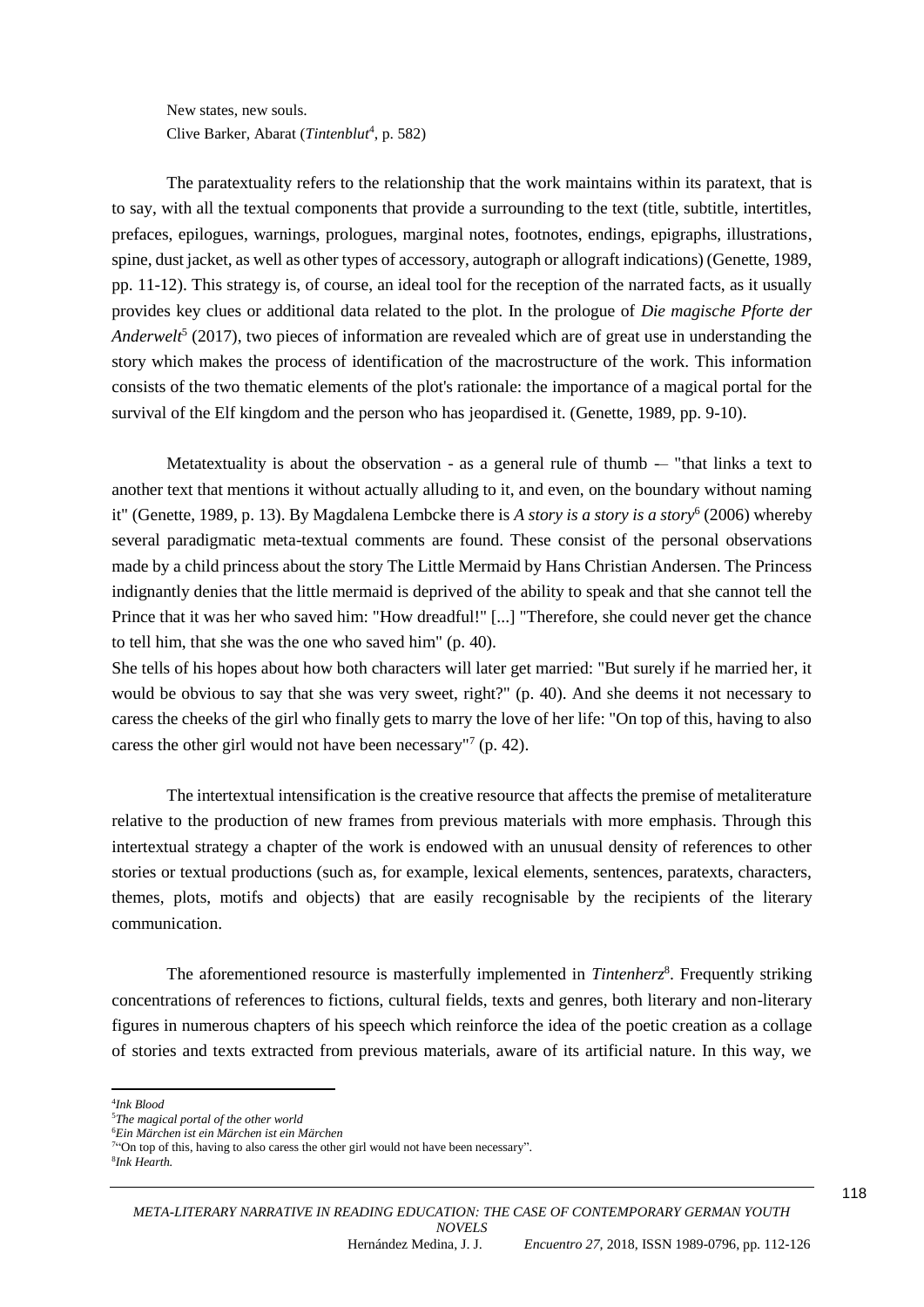New states, new souls.
Clive Barker, Abarat (*Tintenblut*[4], p. 582)

The paratextuality refers to the relationship that the work maintains within its paratext, that is to say, with all the textual components that provide a surrounding to the text (title, subtitle, intertitles, prefaces, epilogues, warnings, prologues, marginal notes, footnotes, endings, epigraphs, illustrations, spine, dust jacket, as well as other types of accessory, autograph or allograft indications) (Genette, 1989, pp. 11-12). This strategy is, of course, an ideal tool for the reception of the narrated facts, as it usually provides key clues or additional data related to the plot. In the prologue of *Die magische Pforte der Anderwelt*[5] (2017), two pieces of information are revealed which are of great use in understanding the story which makes the process of identification of the macrostructure of the work. This information consists of the two thematic elements of the plot's rationale: the importance of a magical portal for the survival of the Elf kingdom and the person who has jeopardised it. (Genette, 1989, pp. 9-10).

Metatextuality is about the observation - as a general rule of thumb -– "that links a text to another text that mentions it without actually alluding to it, and even, on the boundary without naming it" (Genette, 1989, p. 13). By Magdalena Lembcke there is *A story is a story is a story*[6] (2006) whereby several paradigmatic meta-textual comments are found. These consist of the personal observations made by a child princess about the story The Little Mermaid by Hans Christian Andersen. The Princess indignantly denies that the little mermaid is deprived of the ability to speak and that she cannot tell the Prince that it was her who saved him: "How dreadful!" [...] "Therefore, she could never get the chance to tell him, that she was the one who saved him" (p. 40).
She tells of his hopes about how both characters will later get married: "But surely if he married her, it would be obvious to say that she was very sweet, right?" (p. 40). And she deems it not necessary to caress the cheeks of the girl who finally gets to marry the love of her life: "On top of this, having to also caress the other girl would not have been necessary"[7] (p. 42).

The intertextual intensification is the creative resource that affects the premise of metaliterature relative to the production of new frames from previous materials with more emphasis. Through this intertextual strategy a chapter of the work is endowed with an unusual density of references to other stories or textual productions (such as, for example, lexical elements, sentences, paratexts, characters, themes, plots, motifs and objects) that are easily recognisable by the recipients of the literary communication.

The aforementioned resource is masterfully implemented in *Tintenherz*[8]. Frequently striking concentrations of references to fictions, cultural fields, texts and genres, both literary and non-literary figures in numerous chapters of his speech which reinforce the idea of the poetic creation as a collage of stories and texts extracted from previous materials, aware of its artificial nature. In this way, we

---

[4] *Ink Blood*
[5] *The magical portal of the other world*
[6] *Ein Märchen ist ein Märchen ist ein Märchen*
[7] "On top of this, having to also caress the other girl would not have been necessary".
[8] *Ink Hearth.*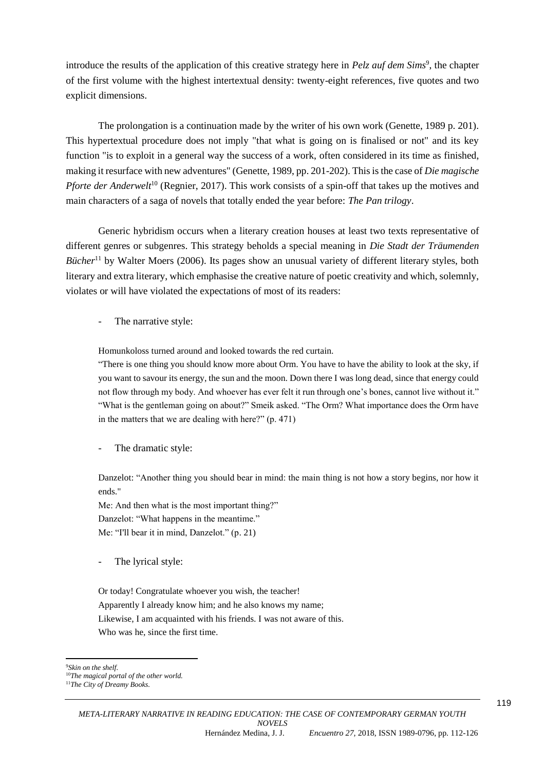introduce the results of the application of this creative strategy here in *Pelz auf dem Sims*[9], the chapter of the first volume with the highest intertextual density: twenty-eight references, five quotes and two explicit dimensions.

The prolongation is a continuation made by the writer of his own work (Genette, 1989 p. 201). This hypertextual procedure does not imply "that what is going on is finalised or not" and its key function "is to exploit in a general way the success of a work, often considered in its time as finished, making it resurface with new adventures" (Genette, 1989, pp. 201-202). This is the case of *Die magische Pforte der Anderwelt*[10] (Regnier, 2017). This work consists of a spin-off that takes up the motives and main characters of a saga of novels that totally ended the year before: *The Pan trilogy*.

Generic hybridism occurs when a literary creation houses at least two texts representative of different genres or subgenres. This strategy beholds a special meaning in *Die Stadt der Träumenden Bücher*[11] by Walter Moers (2006). Its pages show an unusual variety of different literary styles, both literary and extra literary, which emphasise the creative nature of poetic creativity and which, solemnly, violates or will have violated the expectations of most of its readers:

- The narrative style:

> Homunkoloss turned around and looked towards the red curtain.
> "There is one thing you should know more about Orm. You have to have the ability to look at the sky, if you want to savour its energy, the sun and the moon. Down there I was long dead, since that energy could not flow through my body. And whoever has ever felt it run through one's bones, cannot live without it."
> "What is the gentleman going on about?" Smeik asked. "The Orm? What importance does the Orm have in the matters that we are dealing with here?" (p. 471)

- The dramatic style:

> Danzelot: "Another thing you should bear in mind: the main thing is not how a story begins, nor how it ends."
> Me: And then what is the most important thing?"
> Danzelot: "What happens in the meantime."
> Me: "I'll bear it in mind, Danzelot." (p. 21)

- The lyrical style:

> Or today! Congratulate whoever you wish, the teacher!
> Apparently I already know him; and he also knows my name;
> Likewise, I am acquainted with his friends. I was not aware of this.
> Who was he, since the first time.

---

[9] *Skin on the shelf.*

[10] *The magical portal of the other world.*

[11] *The City of Dreamy Books.*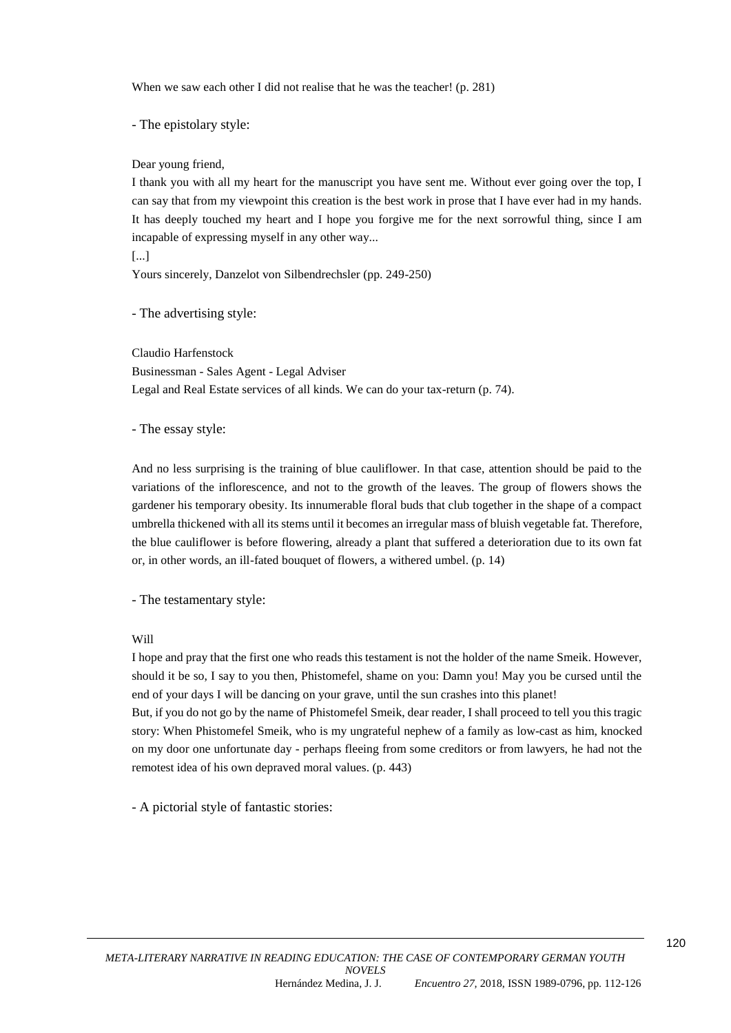When we saw each other I did not realise that he was the teacher! (p. 281)

- The epistolary style:

Dear young friend,

I thank you with all my heart for the manuscript you have sent me. Without ever going over the top, I can say that from my viewpoint this creation is the best work in prose that I have ever had in my hands. It has deeply touched my heart and I hope you forgive me for the next sorrowful thing, since I am incapable of expressing myself in any other way...

[...]

Yours sincerely, Danzelot von Silbendrechsler (pp. 249-250)

- The advertising style:

Claudio Harfenstock

Businessman - Sales Agent - Legal Adviser

Legal and Real Estate services of all kinds. We can do your tax-return (p. 74).

- The essay style:

And no less surprising is the training of blue cauliflower. In that case, attention should be paid to the variations of the inflorescence, and not to the growth of the leaves. The group of flowers shows the gardener his temporary obesity. Its innumerable floral buds that club together in the shape of a compact umbrella thickened with all its stems until it becomes an irregular mass of bluish vegetable fat. Therefore, the blue cauliflower is before flowering, already a plant that suffered a deterioration due to its own fat or, in other words, an ill-fated bouquet of flowers, a withered umbel. (p. 14)

- The testamentary style:

Will

I hope and pray that the first one who reads this testament is not the holder of the name Smeik. However, should it be so, I say to you then, Phistomefel, shame on you: Damn you! May you be cursed until the end of your days I will be dancing on your grave, until the sun crashes into this planet!

But, if you do not go by the name of Phistomefel Smeik, dear reader, I shall proceed to tell you this tragic story: When Phistomefel Smeik, who is my ungrateful nephew of a family as low-cast as him, knocked on my door one unfortunate day - perhaps fleeing from some creditors or from lawyers, he had not the remotest idea of his own depraved moral values. (p. 443)

- A pictorial style of fantastic stories: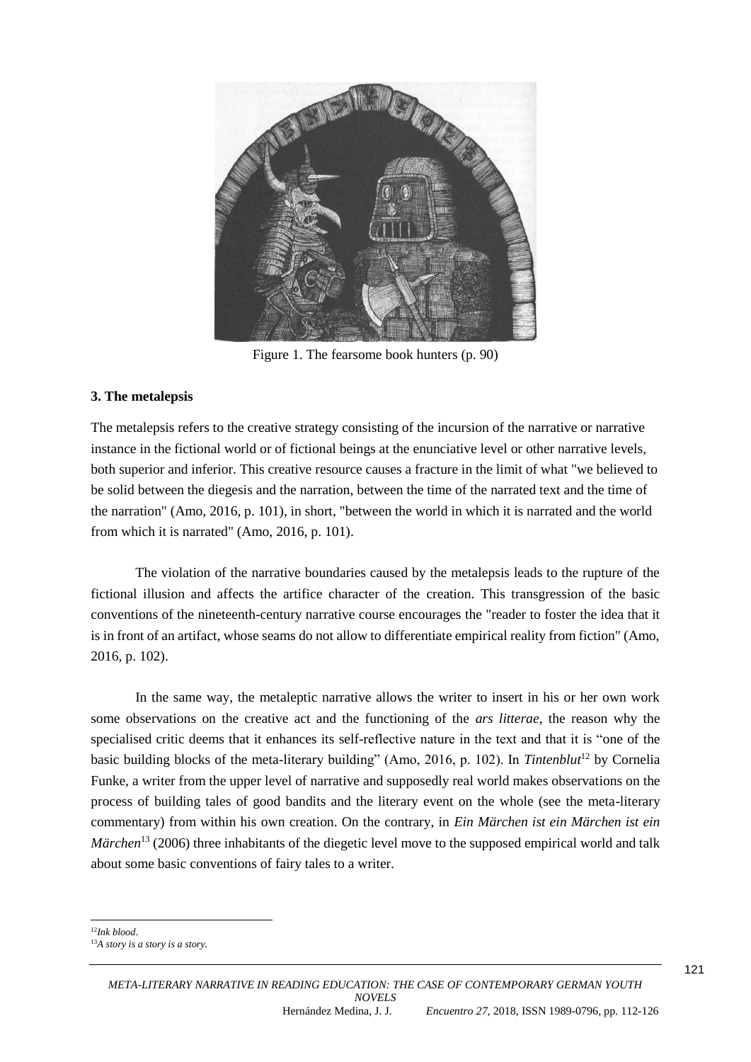Figure 1. The fearsome book hunters (p. 90)

**3. The metalepsis**

The metalepsis refers to the creative strategy consisting of the incursion of the narrative or narrative instance in the fictional world or of fictional beings at the enunciative level or other narrative levels, both superior and inferior. This creative resource causes a fracture in the limit of what "we believed to be solid between the diegesis and the narration, between the time of the narrated text and the time of the narration" (Amo, 2016, p. 101), in short, "between the world in which it is narrated and the world from which it is narrated" (Amo, 2016, p. 101).

The violation of the narrative boundaries caused by the metalepsis leads to the rupture of the fictional illusion and affects the artifice character of the creation. This transgression of the basic conventions of the nineteenth-century narrative course encourages the "reader to foster the idea that it is in front of an artifact, whose seams do not allow to differentiate empirical reality from fiction" (Amo, 2016, p. 102).

In the same way, the metaleptic narrative allows the writer to insert in his or her own work some observations on the creative act and the functioning of the *ars litterae*, the reason why the specialised critic deems that it enhances its self-reflective nature in the text and that it is "one of the basic building blocks of the meta-literary building" (Amo, 2016, p. 102). In *Tintenblut*[12] by Cornelia Funke, a writer from the upper level of narrative and supposedly real world makes observations on the process of building tales of good bandits and the literary event on the whole (see the meta-literary commentary) from within his own creation. On the contrary, in *Ein Märchen ist ein Märchen ist ein Märchen*[13] (2006) three inhabitants of the diegetic level move to the supposed empirical world and talk about some basic conventions of fairy tales to a writer.

[12] *Ink blood*.
[13] *A story is a story is a story*.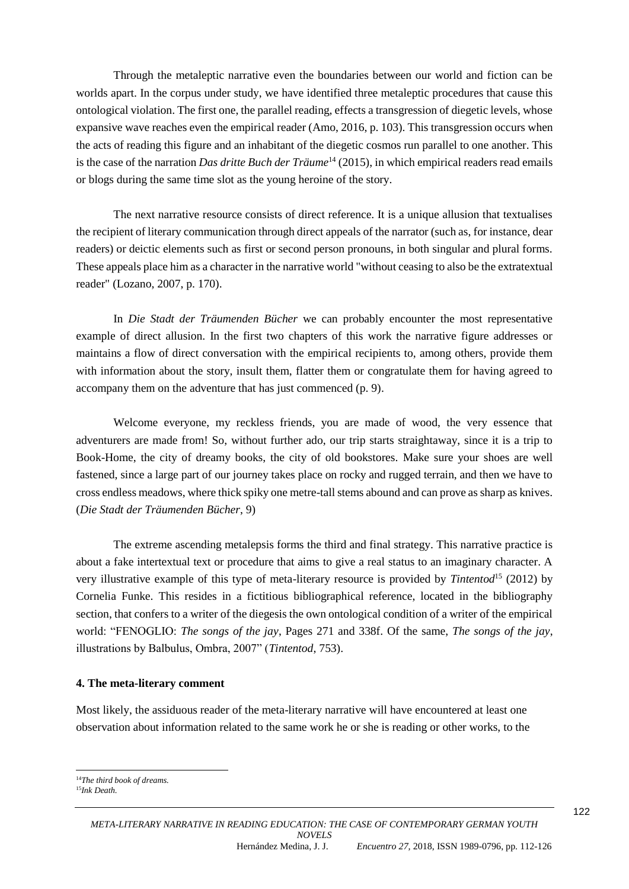Through the metaleptic narrative even the boundaries between our world and fiction can be worlds apart. In the corpus under study, we have identified three metaleptic procedures that cause this ontological violation. The first one, the parallel reading, effects a transgression of diegetic levels, whose expansive wave reaches even the empirical reader (Amo, 2016, p. 103). This transgression occurs when the acts of reading this figure and an inhabitant of the diegetic cosmos run parallel to one another. This is the case of the narration *Das dritte Buch der Träume*[14] (2015), in which empirical readers read emails or blogs during the same time slot as the young heroine of the story.

The next narrative resource consists of direct reference. It is a unique allusion that textualises the recipient of literary communication through direct appeals of the narrator (such as, for instance, dear readers) or deictic elements such as first or second person pronouns, in both singular and plural forms. These appeals place him as a character in the narrative world "without ceasing to also be the extratextual reader" (Lozano, 2007, p. 170).

In *Die Stadt der Träumenden Bücher* we can probably encounter the most representative example of direct allusion. In the first two chapters of this work the narrative figure addresses or maintains a flow of direct conversation with the empirical recipients to, among others, provide them with information about the story, insult them, flatter them or congratulate them for having agreed to accompany them on the adventure that has just commenced (p. 9).

Welcome everyone, my reckless friends, you are made of wood, the very essence that adventurers are made from! So, without further ado, our trip starts straightaway, since it is a trip to Book-Home, the city of dreamy books, the city of old bookstores. Make sure your shoes are well fastened, since a large part of our journey takes place on rocky and rugged terrain, and then we have to cross endless meadows, where thick spiky one metre-tall stems abound and can prove as sharp as knives. (*Die Stadt der Träumenden Bücher*, 9)

The extreme ascending metalepsis forms the third and final strategy. This narrative practice is about a fake intertextual text or procedure that aims to give a real status to an imaginary character. A very illustrative example of this type of meta-literary resource is provided by *Tintentod*[15] (2012) by Cornelia Funke. This resides in a fictitious bibliographical reference, located in the bibliography section, that confers to a writer of the diegesis the own ontological condition of a writer of the empirical world: "FENOGLIO: *The songs of the jay*, Pages 271 and 338f. Of the same, *The songs of the jay*, illustrations by Balbulus, Ombra, 2007" (*Tintentod*, 753).

#### 4. The meta-literary comment

Most likely, the assiduous reader of the meta-literary narrative will have encountered at least one observation about information related to the same work he or she is reading or other works, to the

[14] *The third book of dreams.*

[15] *Ink Death.*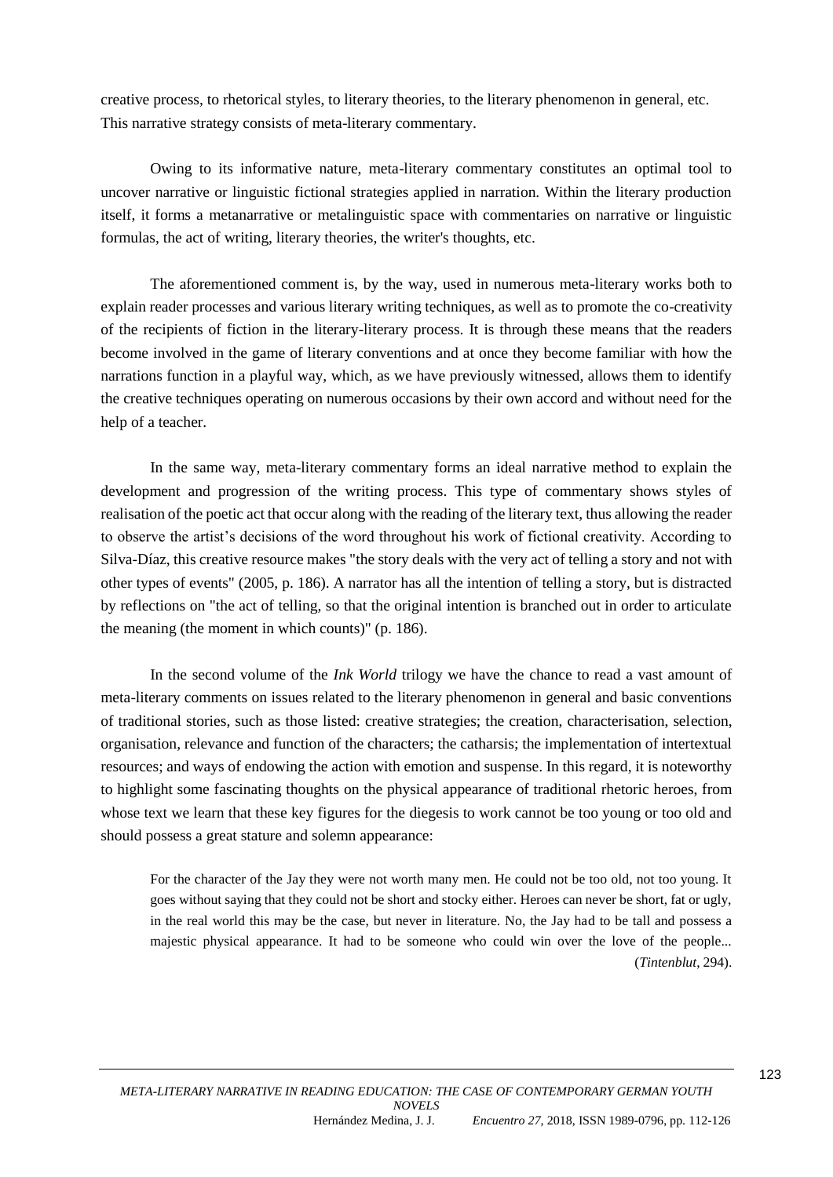creative process, to rhetorical styles, to literary theories, to the literary phenomenon in general, etc. This narrative strategy consists of meta-literary commentary.

Owing to its informative nature, meta-literary commentary constitutes an optimal tool to uncover narrative or linguistic fictional strategies applied in narration. Within the literary production itself, it forms a metanarrative or metalinguistic space with commentaries on narrative or linguistic formulas, the act of writing, literary theories, the writer's thoughts, etc.

The aforementioned comment is, by the way, used in numerous meta-literary works both to explain reader processes and various literary writing techniques, as well as to promote the co-creativity of the recipients of fiction in the literary-literary process. It is through these means that the readers become involved in the game of literary conventions and at once they become familiar with how the narrations function in a playful way, which, as we have previously witnessed, allows them to identify the creative techniques operating on numerous occasions by their own accord and without need for the help of a teacher.

In the same way, meta-literary commentary forms an ideal narrative method to explain the development and progression of the writing process. This type of commentary shows styles of realisation of the poetic act that occur along with the reading of the literary text, thus allowing the reader to observe the artist's decisions of the word throughout his work of fictional creativity. According to Silva-Díaz, this creative resource makes "the story deals with the very act of telling a story and not with other types of events" (2005, p. 186). A narrator has all the intention of telling a story, but is distracted by reflections on "the act of telling, so that the original intention is branched out in order to articulate the meaning (the moment in which counts)" (p. 186).

In the second volume of the *Ink World* trilogy we have the chance to read a vast amount of meta-literary comments on issues related to the literary phenomenon in general and basic conventions of traditional stories, such as those listed: creative strategies; the creation, characterisation, selection, organisation, relevance and function of the characters; the catharsis; the implementation of intertextual resources; and ways of endowing the action with emotion and suspense. In this regard, it is noteworthy to highlight some fascinating thoughts on the physical appearance of traditional rhetoric heroes, from whose text we learn that these key figures for the diegesis to work cannot be too young or too old and should possess a great stature and solemn appearance:

> For the character of the Jay they were not worth many men. He could not be too old, not too young. It goes without saying that they could not be short and stocky either. Heroes can never be short, fat or ugly, in the real world this may be the case, but never in literature. No, the Jay had to be tall and possess a majestic physical appearance. It had to be someone who could win over the love of the people... (*Tintenblut*, 294).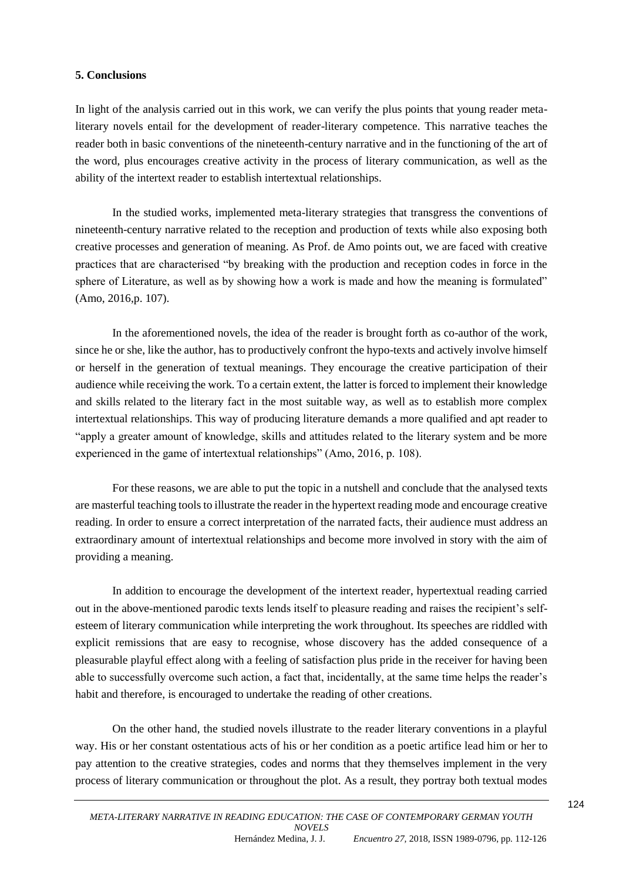## 5. Conclusions

In light of the analysis carried out in this work, we can verify the plus points that young reader meta-literary novels entail for the development of reader-literary competence. This narrative teaches the reader both in basic conventions of the nineteenth-century narrative and in the functioning of the art of the word, plus encourages creative activity in the process of literary communication, as well as the ability of the intertext reader to establish intertextual relationships.

In the studied works, implemented meta-literary strategies that transgress the conventions of nineteenth-century narrative related to the reception and production of texts while also exposing both creative processes and generation of meaning. As Prof. de Amo points out, we are faced with creative practices that are characterised "by breaking with the production and reception codes in force in the sphere of Literature, as well as by showing how a work is made and how the meaning is formulated" (Amo, 2016,p. 107).

In the aforementioned novels, the idea of the reader is brought forth as co-author of the work, since he or she, like the author, has to productively confront the hypo-texts and actively involve himself or herself in the generation of textual meanings. They encourage the creative participation of their audience while receiving the work. To a certain extent, the latter is forced to implement their knowledge and skills related to the literary fact in the most suitable way, as well as to establish more complex intertextual relationships. This way of producing literature demands a more qualified and apt reader to "apply a greater amount of knowledge, skills and attitudes related to the literary system and be more experienced in the game of intertextual relationships" (Amo, 2016, p. 108).

For these reasons, we are able to put the topic in a nutshell and conclude that the analysed texts are masterful teaching tools to illustrate the reader in the hypertext reading mode and encourage creative reading. In order to ensure a correct interpretation of the narrated facts, their audience must address an extraordinary amount of intertextual relationships and become more involved in story with the aim of providing a meaning.

In addition to encourage the development of the intertext reader, hypertextual reading carried out in the above-mentioned parodic texts lends itself to pleasure reading and raises the recipient's self-esteem of literary communication while interpreting the work throughout. Its speeches are riddled with explicit remissions that are easy to recognise, whose discovery has the added consequence of a pleasurable playful effect along with a feeling of satisfaction plus pride in the receiver for having been able to successfully overcome such action, a fact that, incidentally, at the same time helps the reader's habit and therefore, is encouraged to undertake the reading of other creations.

On the other hand, the studied novels illustrate to the reader literary conventions in a playful way. His or her constant ostentatious acts of his or her condition as a poetic artifice lead him or her to pay attention to the creative strategies, codes and norms that they themselves implement in the very process of literary communication or throughout the plot. As a result, they portray both textual modes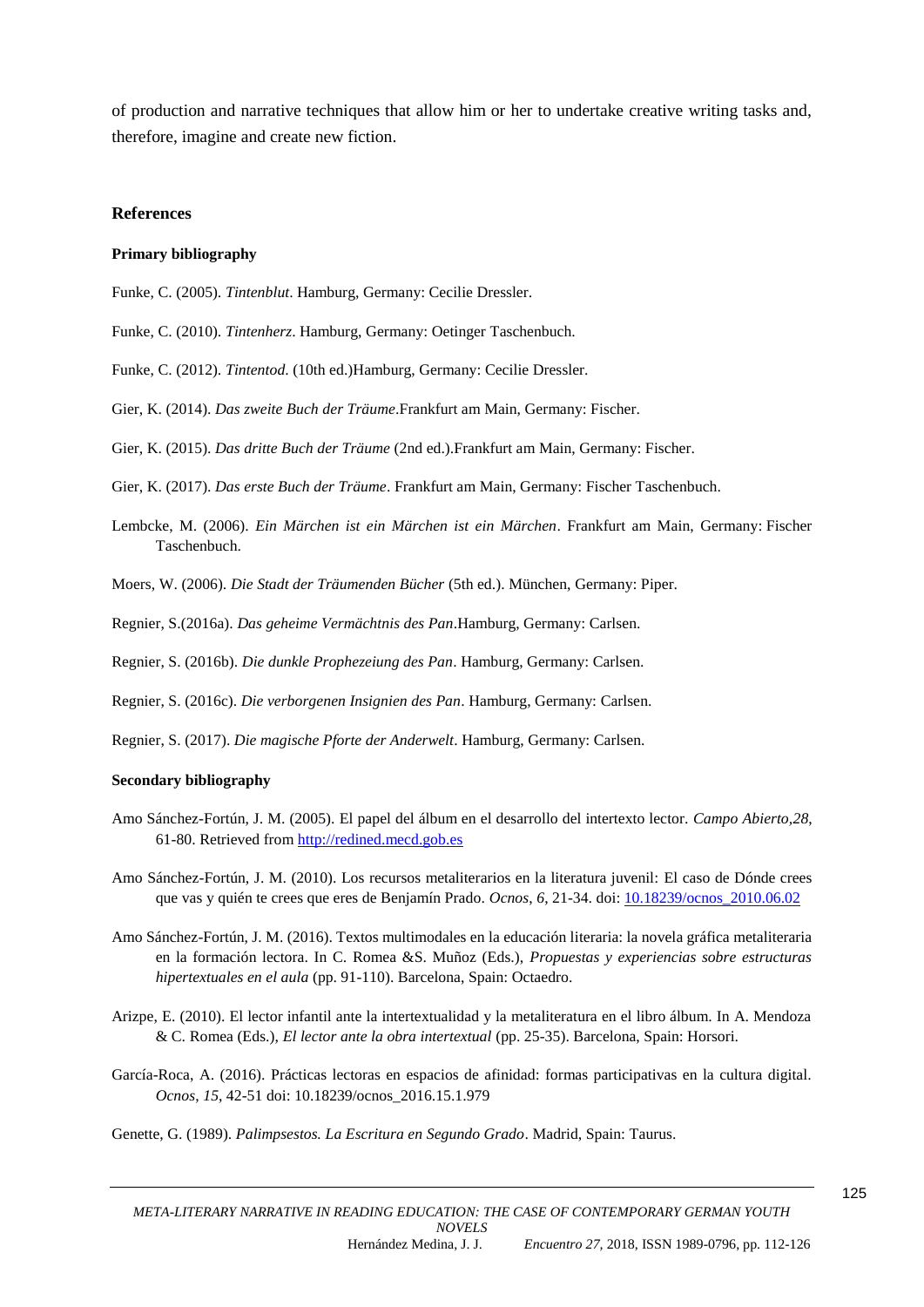of production and narrative techniques that allow him or her to undertake creative writing tasks and, therefore, imagine and create new fiction.

## References

### Primary bibliography

Funke, C. (2005). *Tintenblut*. Hamburg, Germany: Cecilie Dressler.

Funke, C. (2010). *Tintenherz*. Hamburg, Germany: Oetinger Taschenbuch.

Funke, C. (2012). *Tintentod*. (10th ed.)Hamburg, Germany: Cecilie Dressler.

Gier, K. (2014). *Das zweite Buch der Träume*.Frankfurt am Main, Germany: Fischer.

Gier, K. (2015). *Das dritte Buch der Träume* (2nd ed.).Frankfurt am Main, Germany: Fischer.

Gier, K. (2017). *Das erste Buch der Träume*. Frankfurt am Main, Germany: Fischer Taschenbuch.

Lembcke, M. (2006). *Ein Märchen ist ein Märchen ist ein Märchen*. Frankfurt am Main, Germany: Fischer Taschenbuch.

Moers, W. (2006). *Die Stadt der Träumenden Bücher* (5th ed.). München, Germany: Piper.

Regnier, S.(2016a). *Das geheime Vermächtnis des Pan*.Hamburg, Germany: Carlsen.

Regnier, S. (2016b). *Die dunkle Prophezeiung des Pan*. Hamburg, Germany: Carlsen.

Regnier, S. (2016c). *Die verborgenen Insignien des Pan*. Hamburg, Germany: Carlsen.

Regnier, S. (2017). *Die magische Pforte der Anderwelt*. Hamburg, Germany: Carlsen.

### Secondary bibliography

Amo Sánchez-Fortún, J. M. (2005). El papel del álbum en el desarrollo del intertexto lector. *Campo Abierto,28*, 61-80. Retrieved from http://redined.mecd.gob.es

Amo Sánchez-Fortún, J. M. (2010). Los recursos metaliterarios en la literatura juvenil: El caso de Dónde crees que vas y quién te crees que eres de Benjamín Prado. *Ocnos*, *6*, 21-34. doi: 10.18239/ocnos_2010.06.02

Amo Sánchez-Fortún, J. M. (2016). Textos multimodales en la educación literaria: la novela gráfica metaliteraria en la formación lectora. In C. Romea &S. Muñoz (Eds.), *Propuestas y experiencias sobre estructuras hipertextuales en el aula* (pp. 91-110). Barcelona, Spain: Octaedro.

Arizpe, E. (2010). El lector infantil ante la intertextualidad y la metaliteratura en el libro álbum. In A. Mendoza & C. Romea (Eds.), *El lector ante la obra intertextual* (pp. 25-35). Barcelona, Spain: Horsori.

García-Roca, A. (2016). Prácticas lectoras en espacios de afinidad: formas participativas en la cultura digital. *Ocnos*, *15*, 42-51 doi: 10.18239/ocnos_2016.15.1.979

Genette, G. (1989). *Palimpsestos. La Escritura en Segundo Grado*. Madrid, Spain: Taurus.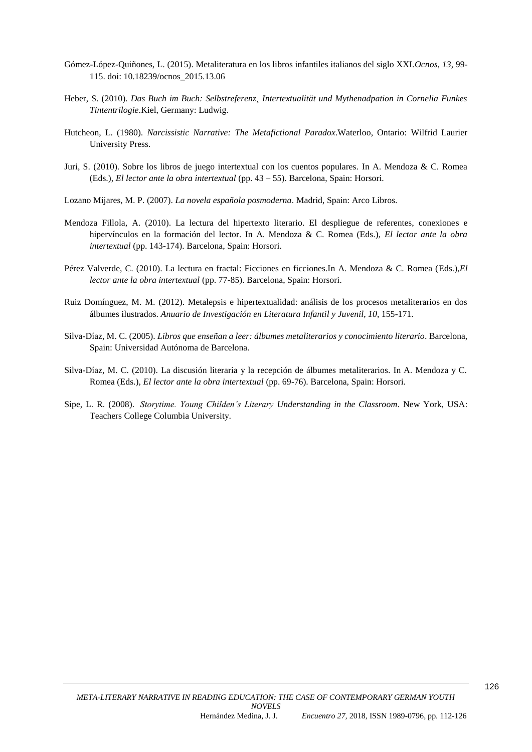Gómez-López-Quiñones, L. (2015). Metaliteratura en los libros infantiles italianos del siglo XXI.*Ocnos*, *13*, 99-115. doi: 10.18239/ocnos_2015.13.06

Heber, S. (2010). *Das Buch im Buch: Selbstreferenz¸ Intertextualität und Mythenadpation in Cornelia Funkes Tintentrilogie*.Kiel, Germany: Ludwig.

Hutcheon, L. (1980). *Narcissistic Narrative: The Metafictional Paradox*.Waterloo, Ontario: Wilfrid Laurier University Press.

Juri, S. (2010). Sobre los libros de juego intertextual con los cuentos populares. In A. Mendoza & C. Romea (Eds.), *El lector ante la obra intertextual* (pp. 43 – 55). Barcelona, Spain: Horsori.

Lozano Mijares, M. P. (2007). *La novela española posmoderna*. Madrid, Spain: Arco Libros.

Mendoza Fillola, A. (2010). La lectura del hipertexto literario. El despliegue de referentes, conexiones e hipervínculos en la formación del lector. In A. Mendoza & C. Romea (Eds.), *El lector ante la obra intertextual* (pp. 143-174). Barcelona, Spain: Horsori.

Pérez Valverde, C. (2010). La lectura en fractal: Ficciones en ficciones.In A. Mendoza & C. Romea (Eds.),*El lector ante la obra intertextual* (pp. 77-85). Barcelona, Spain: Horsori.

Ruiz Domínguez, M. M. (2012). Metalepsis e hipertextualidad: análisis de los procesos metaliterarios en dos álbumes ilustrados. *Anuario de Investigación en Literatura Infantil y Juvenil*, *10*, 155-171.

Silva-Díaz, M. C. (2005). *Libros que enseñan a leer: álbumes metaliterarios y conocimiento literario*. Barcelona, Spain: Universidad Autónoma de Barcelona.

Silva-Díaz, M. C. (2010). La discusión literaria y la recepción de álbumes metaliterarios. In A. Mendoza y C. Romea (Eds.), *El lector ante la obra intertextual* (pp. 69-76). Barcelona, Spain: Horsori.

Sipe, L. R. (2008). *Storytime. Young Childen's Literary Understanding in the Classroom*. New York, USA: Teachers College Columbia University.